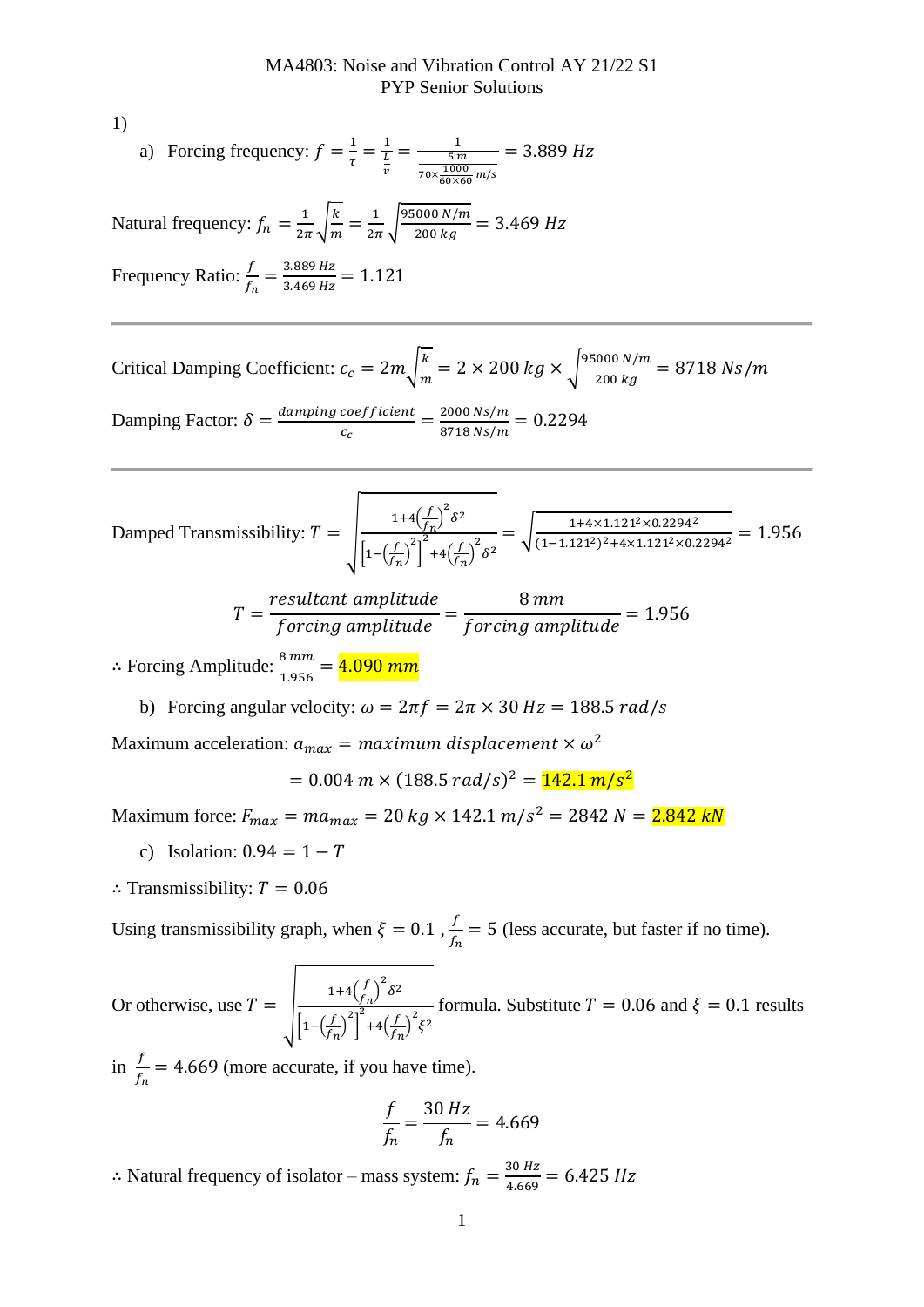MA4803: Noise and Vibration Control AY 21/22 S1
PYP Senior Solutions

1)

a) Forcing frequency: $f = \frac{1}{\tau} = \frac{1}{\frac{L}{v}} = \frac{1}{\frac{5\ m}{70\times\frac{1000}{60\times 60}\ m/s}} = 3.889\ Hz$

Natural frequency: $f_n = \frac{1}{2\pi}\sqrt{\frac{k}{m}} = \frac{1}{2\pi}\sqrt{\frac{95000\ N/m}{200\ kg}} = 3.469\ Hz$

Frequency Ratio: $\frac{f}{f_n} = \frac{3.889\ Hz}{3.469\ Hz} = 1.121$

---

Critical Damping Coefficient: $c_c = 2m\sqrt{\frac{k}{m}} = 2 \times 200\ kg \times \sqrt{\frac{95000\ N/m}{200\ kg}} = 8718\ Ns/m$

Damping Factor: $\delta = \frac{damping\ coefficient}{c_c} = \frac{2000\ Ns/m}{8718\ Ns/m} = 0.2294$

---

Damped Transmissibility: $T = \sqrt{\frac{1+4\left(\frac{f}{f_n}\right)^2\delta^2}{\left[1-\left(\frac{f}{f_n}\right)^2\right]^2+4\left(\frac{f}{f_n}\right)^2\delta^2}} = \sqrt{\frac{1+4\times1.121^2\times0.2294^2}{(1-1.121^2)^2+4\times1.121^2\times0.2294^2}} = 1.956$

$$T = \frac{resultant\ amplitude}{forcing\ amplitude} = \frac{8\ mm}{forcing\ amplitude} = 1.956$$

$\therefore$ Forcing Amplitude: $\frac{8\ mm}{1.956} = 4.090\ mm$

b) Forcing angular velocity: $\omega = 2\pi f = 2\pi \times 30\ Hz = 188.5\ rad/s$

Maximum acceleration: $a_{max} = maximum\ displacement \times \omega^2$

$$= 0.004\ m \times (188.5\ rad/s)^2 = 142.1\ m/s^2$$

Maximum force: $F_{max} = ma_{max} = 20\ kg \times 142.1\ m/s^2 = 2842\ N = 2.842\ kN$

c) Isolation: $0.94 = 1 - T$

$\therefore$ Transmissibility: $T = 0.06$

Using transmissibility graph, when $\xi = 0.1$, $\frac{f}{f_n} = 5$ (less accurate, but faster if no time).

Or otherwise, use $T = \sqrt{\frac{1+4\left(\frac{f}{f_n}\right)^2\delta^2}{\left[1-\left(\frac{f}{f_n}\right)^2\right]^2+4\left(\frac{f}{f_n}\right)^2\xi^2}}$ formula. Substitute $T = 0.06$ and $\xi = 0.1$ results in $\frac{f}{f_n} = 4.669$ (more accurate, if you have time).

$$\frac{f}{f_n} = \frac{30\ Hz}{f_n} = 4.669$$

$\therefore$ Natural frequency of isolator – mass system: $f_n = \frac{30\ Hz}{4.669} = 6.425\ Hz$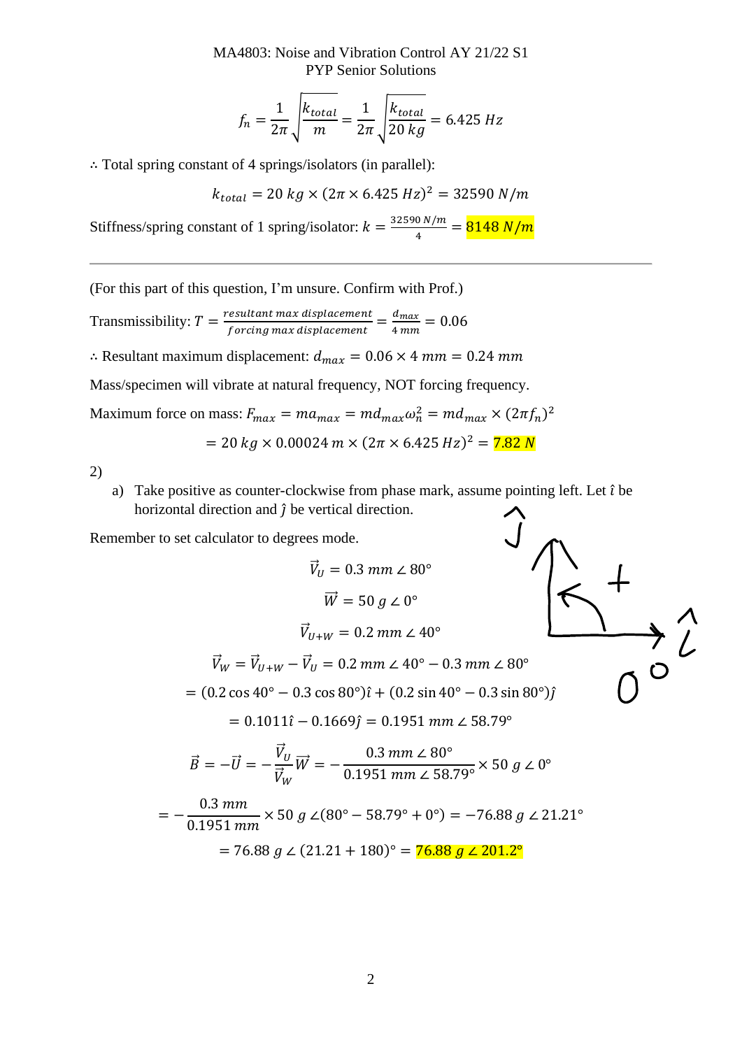$$f_n = \frac{1}{2\pi}\sqrt{\frac{k_{total}}{m}} = \frac{1}{2\pi}\sqrt{\frac{k_{total}}{20\,kg}} = 6.425\ Hz$$

∴ Total spring constant of 4 springs/isolators (in parallel):

$$k_{total} = 20\ kg \times (2\pi \times 6.425\ Hz)^2 = 32590\ N/m$$

Stiffness/spring constant of 1 spring/isolator: $k = \frac{32590\ N/m}{4} = 8148\ N/m$

---

(For this part of this question, I'm unsure. Confirm with Prof.)

Transmissibility: $T = \frac{resultant\ max\ displacement}{forcing\ max\ displacement} = \frac{d_{max}}{4\ mm} = 0.06$

∴ Resultant maximum displacement: $d_{max} = 0.06 \times 4\ mm = 0.24\ mm$

Mass/specimen will vibrate at natural frequency, NOT forcing frequency.

Maximum force on mass: $F_{max} = ma_{max} = md_{max}\omega_n^2 = md_{max} \times (2\pi f_n)^2$

$$= 20\ kg \times 0.00024\ m \times (2\pi \times 6.425\ Hz)^2 = 7.82\ N$$

2)

a) Take positive as counter-clockwise from phase mark, assume pointing left. Let $\hat{\imath}$ be horizontal direction and $\hat{\jmath}$ be vertical direction.

Remember to set calculator to degrees mode.

$$\vec{V}_U = 0.3\ mm \angle 80°$$

$$\vec{W} = 50\ g \angle 0°$$

$$\vec{V}_{U+W} = 0.2\ mm \angle 40°$$

$$\vec{V}_W = \vec{V}_{U+W} - \vec{V}_U = 0.2\ mm \angle 40° - 0.3\ mm \angle 80°$$

$$= (0.2\cos 40° - 0.3\cos 80°)\hat{\imath} + (0.2\sin 40° - 0.3\sin 80°)\hat{\jmath}$$

$$= 0.1011\hat{\imath} - 0.1669\hat{\jmath} = 0.1951\ mm \angle 58.79°$$

$$\vec{B} = -\vec{U} = -\frac{\vec{V}_U}{\vec{V}_W}\vec{W} = -\frac{0.3\ mm \angle 80°}{0.1951\ mm \angle 58.79°} \times 50\ g \angle 0°$$

$$= -\frac{0.3\ mm}{0.1951\ mm} \times 50\ g \angle(80° - 58.79° + 0°) = -76.88\ g \angle 21.21°$$

$$= 76.88\ g \angle (21.21 + 180)° = 76.88\ g \angle 201.2°$$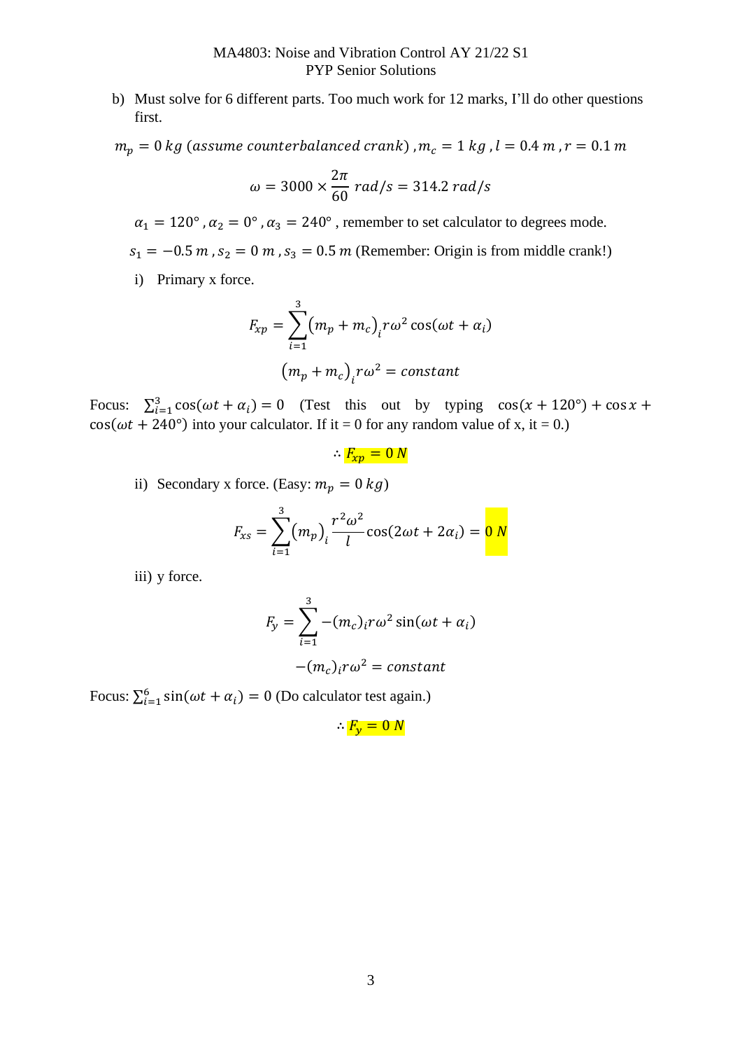b) Must solve for 6 different parts. Too much work for 12 marks, I'll do other questions first.

$m_p = 0\ kg\ (assume\ counterbalanced\ crank)\ , m_c = 1\ kg\ , l = 0.4\ m\ , r = 0.1\ m$

$$\omega = 3000 \times \frac{2\pi}{60}\ rad/s = 314.2\ rad/s$$

$\alpha_1 = 120°\ , \alpha_2 = 0°\ , \alpha_3 = 240°$ , remember to set calculator to degrees mode.

$s_1 = -0.5\ m\ , s_2 = 0\ m\ , s_3 = 0.5\ m$ (Remember: Origin is from middle crank!)

i) Primary x force.

$$F_{xp} = \sum_{i=1}^{3} (m_p + m_c)_i r\omega^2 \cos(\omega t + \alpha_i)$$

$$(m_p + m_c)_i r\omega^2 = constant$$

Focus: $\sum_{i=1}^{3} \cos(\omega t + \alpha_i) = 0$ (Test this out by typing $\cos(x + 120°) + \cos x + \cos(\omega t + 240°)$ into your calculator. If it = 0 for any random value of x, it = 0.)

$$\therefore F_{xp} = 0\ N$$

ii) Secondary x force. (Easy: $m_p = 0\ kg$)

$$F_{xs} = \sum_{i=1}^{3} (m_p)_i \frac{r^2\omega^2}{l} \cos(2\omega t + 2\alpha_i) = 0\ N$$

iii) y force.

$$F_y = \sum_{i=1}^{3} -(m_c)_i r\omega^2 \sin(\omega t + \alpha_i)$$

$$-(m_c)_i r\omega^2 = constant$$

Focus: $\sum_{i=1}^{6} \sin(\omega t + \alpha_i) = 0$ (Do calculator test again.)

$$\therefore F_y = 0\ N$$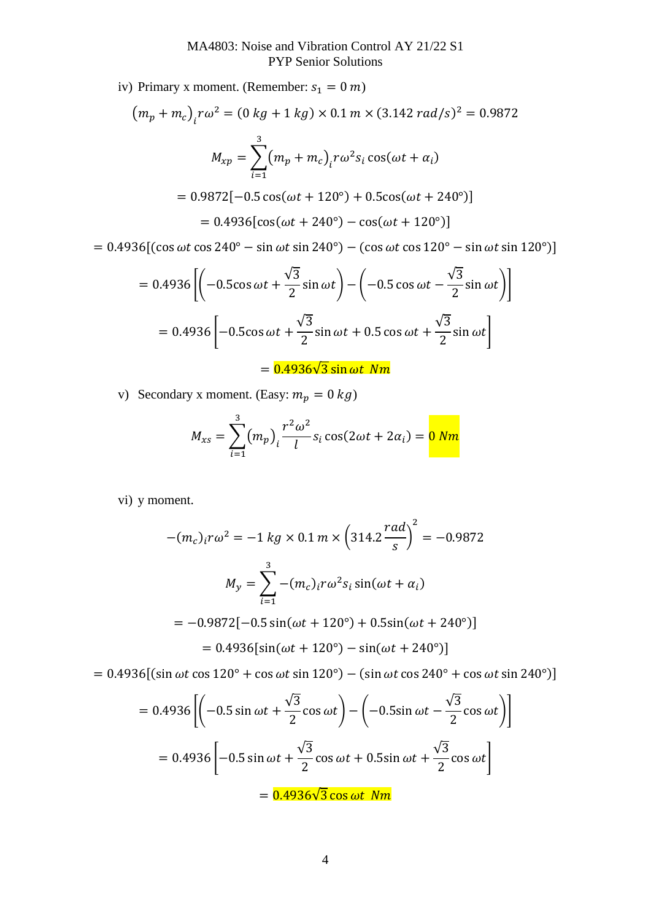iv) Primary x moment. (Remember: $s_1 = 0\ m$)

$$\left(m_p + m_c\right)_i r\omega^2 = (0\ kg + 1\ kg) \times 0.1\ m \times (3.142\ rad/s)^2 = 0.9872$$

$$M_{xp} = \sum_{i=1}^{3} \left(m_p + m_c\right)_i r\omega^2 s_i \cos(\omega t + \alpha_i)$$

$$= 0.9872[-0.5\cos(\omega t + 120°) + 0.5\cos(\omega t + 240°)]$$

$$= 0.4936[\cos(\omega t + 240°) - \cos(\omega t + 120°)]$$

$$= 0.4936[(\cos\omega t \cos 240° - \sin\omega t \sin 240°) - (\cos\omega t \cos 120° - \sin\omega t \sin 120°)]$$

$$= 0.4936\left[\left(-0.5\cos\omega t + \frac{\sqrt{3}}{2}\sin\omega t\right) - \left(-0.5\cos\omega t - \frac{\sqrt{3}}{2}\sin\omega t\right)\right]$$

$$= 0.4936\left[-0.5\cos\omega t + \frac{\sqrt{3}}{2}\sin\omega t + 0.5\cos\omega t + \frac{\sqrt{3}}{2}\sin\omega t\right]$$

$$= 0.4936\sqrt{3}\sin\omega t\ \ Nm$$

v) Secondary x moment. (Easy: $m_p = 0\ kg$)

$$M_{xs} = \sum_{i=1}^{3} \left(m_p\right)_i \frac{r^2\omega^2}{l} s_i \cos(2\omega t + 2\alpha_i) = 0\ Nm$$

vi) y moment.

$$-(m_c)_i r\omega^2 = -1\ kg \times 0.1\ m \times \left(314.2\frac{rad}{s}\right)^2 = -0.9872$$

$$M_y = \sum_{i=1}^{3} -(m_c)_i r\omega^2 s_i \sin(\omega t + \alpha_i)$$

$$= -0.9872[-0.5\sin(\omega t + 120°) + 0.5\sin(\omega t + 240°)]$$

$$= 0.4936[\sin(\omega t + 120°) - \sin(\omega t + 240°)]$$

$$= 0.4936[(\sin\omega t \cos 120° + \cos\omega t \sin 120°) - (\sin\omega t \cos 240° + \cos\omega t \sin 240°)]$$

$$= 0.4936\left[\left(-0.5\sin\omega t + \frac{\sqrt{3}}{2}\cos\omega t\right) - \left(-0.5\sin\omega t - \frac{\sqrt{3}}{2}\cos\omega t\right)\right]$$

$$= 0.4936\left[-0.5\sin\omega t + \frac{\sqrt{3}}{2}\cos\omega t + 0.5\sin\omega t + \frac{\sqrt{3}}{2}\cos\omega t\right]$$

$$= 0.4936\sqrt{3}\cos\omega t\ \ Nm$$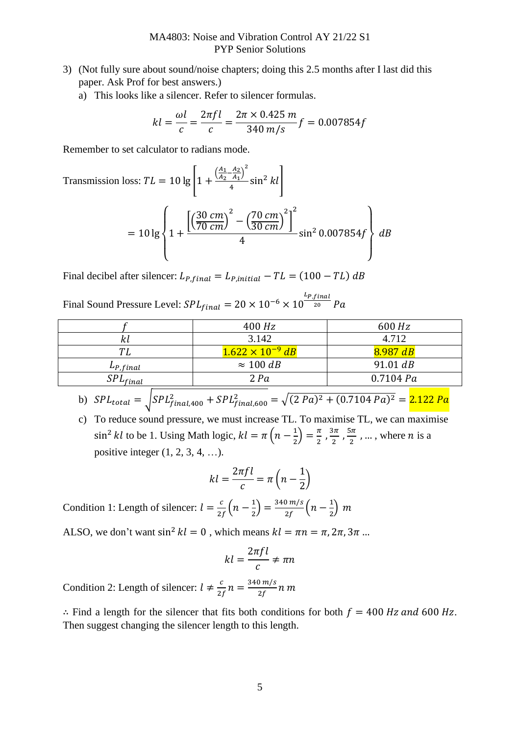3) (Not fully sure about sound/noise chapters; doing this 2.5 months after I last did this paper. Ask Prof for best answers.)

   a) This looks like a silencer. Refer to silencer formulas.

$$kl = \frac{\omega l}{c} = \frac{2\pi f l}{c} = \frac{2\pi \times 0.425\ m}{340\ m/s} f = 0.007854f$$

Remember to set calculator to radians mode.

Transmission loss: $TL = 10\lg\left[1 + \frac{\left(\frac{A_1}{A_2} - \frac{A_2}{A_1}\right)^2}{4}\sin^2 kl\right]$

$$= 10\lg\left\{1 + \frac{\left[\left(\frac{30\ cm}{70\ cm}\right)^2 - \left(\frac{70\ cm}{30\ cm}\right)^2\right]^2}{4}\sin^2 0.007854f\right\}\ dB$$

Final decibel after silencer: $L_{P,final} = L_{P,initial} - TL = (100 - TL)\ dB$

Final Sound Pressure Level: $SPL_{final} = 20 \times 10^{-6} \times 10^{\frac{L_{P,final}}{20}}\ Pa$

| $f$ | $400\ Hz$ | $600\ Hz$ |
|---|---|---|
| $kl$ | 3.142 | 4.712 |
| $TL$ | $1.622 \times 10^{-9}\ dB$ | $8.987\ dB$ |
| $L_{P,final}$ | $\approx 100\ dB$ | $91.01\ dB$ |
| $SPL_{final}$ | $2\ Pa$ | $0.7104\ Pa$ |

   b) $SPL_{total} = \sqrt{SPL_{final,400}^2 + SPL_{final,600}^2} = \sqrt{(2\ Pa)^2 + (0.7104\ Pa)^2} = 2.122\ Pa$

   c) To reduce sound pressure, we must increase TL. To maximise TL, we can maximise $\sin^2 kl$ to be 1. Using Math logic, $kl = \pi\left(n - \frac{1}{2}\right) = \frac{\pi}{2}, \frac{3\pi}{2}, \frac{5\pi}{2}, \ldots$, where $n$ is a positive integer (1, 2, 3, 4, …).

$$kl = \frac{2\pi f l}{c} = \pi\left(n - \frac{1}{2}\right)$$

Condition 1: Length of silencer: $l = \frac{c}{2f}\left(n - \frac{1}{2}\right) = \frac{340\ m/s}{2f}\left(n - \frac{1}{2}\right)\ m$

ALSO, we don't want $\sin^2 kl = 0$ , which means $kl = \pi n = \pi, 2\pi, 3\pi \ldots$

$$kl = \frac{2\pi f l}{c} \neq \pi n$$

Condition 2: Length of silencer: $l \neq \frac{c}{2f} n = \frac{340\ m/s}{2f} n\ m$

$\therefore$ Find a length for the silencer that fits both conditions for both $f = 400\ Hz\ and\ 600\ Hz$. Then suggest changing the silencer length to this length.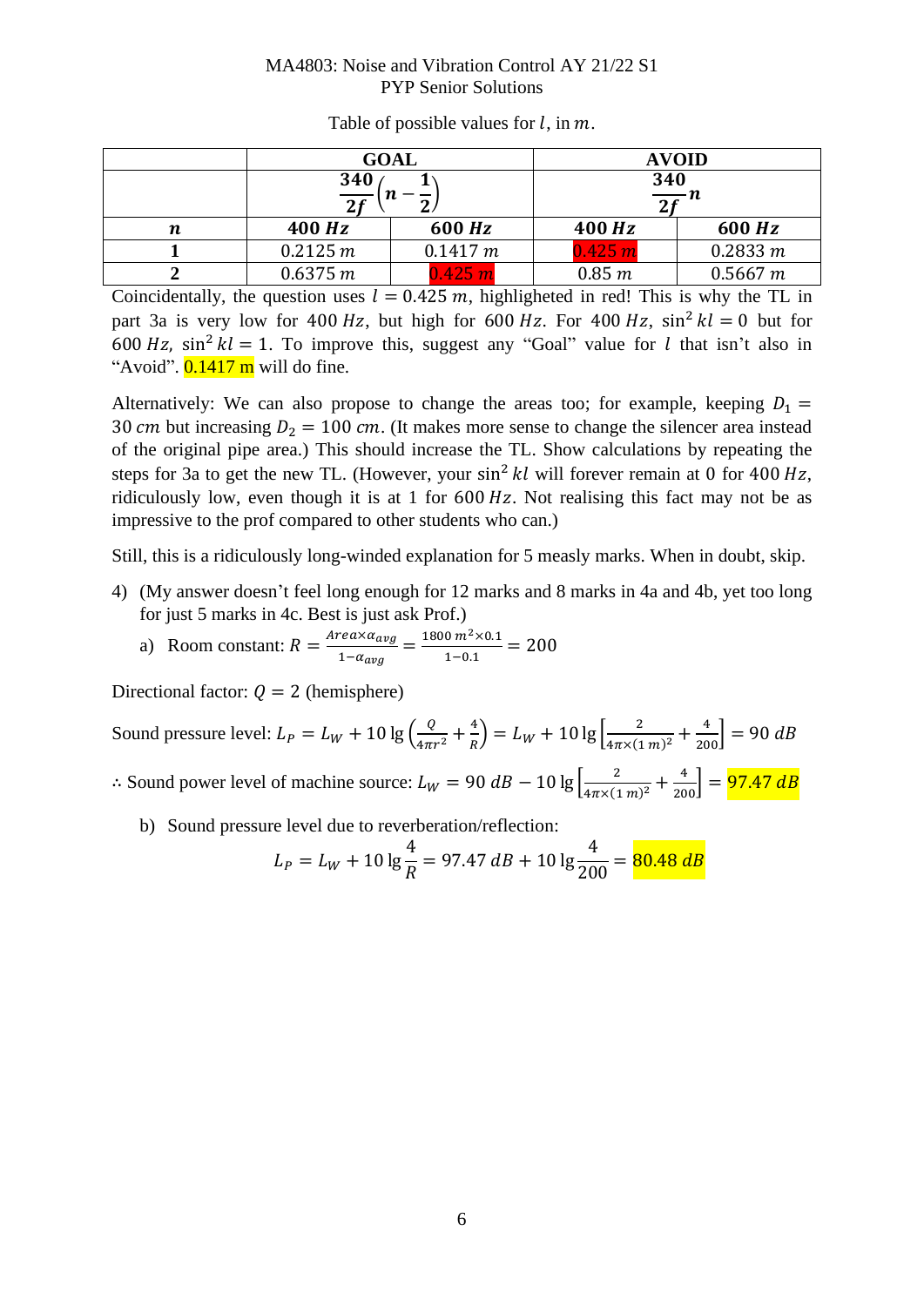Table of possible values for $l$, in $m$.

| | GOAL | | AVOID | |
|---|---|---|---|---|
| | $\frac{340}{2f}\left(n-\frac{1}{2}\right)$ | | $\frac{340}{2f}n$ | |
| $n$ | **400 $Hz$** | **600 $Hz$** | **400 $Hz$** | **600 $Hz$** |
| **1** | 0.2125 $m$ | 0.1417 $m$ | 0.425 $m$ | 0.2833 $m$ |
| **2** | 0.6375 $m$ | 0.425 $m$ | 0.85 $m$ | 0.5667 $m$ |

Coincidentally, the question uses $l = 0.425\ m$, highlighted in red! This is why the TL in part 3a is very low for 400 $Hz$, but high for 600 $Hz$. For 400 $Hz$, $\sin^2 kl = 0$ but for 600 $Hz$, $\sin^2 kl = 1$. To improve this, suggest any "Goal" value for $l$ that isn't also in "Avoid". 0.1417 m will do fine.

Alternatively: We can also propose to change the areas too; for example, keeping $D_1 = 30\ cm$ but increasing $D_2 = 100\ cm$. (It makes more sense to change the silencer area instead of the original pipe area.) This should increase the TL. Show calculations by repeating the steps for 3a to get the new TL. (However, your $\sin^2 kl$ will forever remain at 0 for 400 $Hz$, ridiculously low, even though it is at 1 for 600 $Hz$. Not realising this fact may not be as impressive to the prof compared to other students who can.)

Still, this is a ridiculously long-winded explanation for 5 measly marks. When in doubt, skip.

4) (My answer doesn't feel long enough for 12 marks and 8 marks in 4a and 4b, yet too long for just 5 marks in 4c. Best is just ask Prof.)

   a) Room constant: $R = \frac{Area \times \alpha_{avg}}{1-\alpha_{avg}} = \frac{1800\ m^2 \times 0.1}{1-0.1} = 200$

Directional factor: $Q = 2$ (hemisphere)

Sound pressure level: $L_P = L_W + 10\lg\left(\frac{Q}{4\pi r^2} + \frac{4}{R}\right) = L_W + 10\lg\left[\frac{2}{4\pi \times (1\ m)^2} + \frac{4}{200}\right] = 90\ dB$

$\therefore$ Sound power level of machine source: $L_W = 90\ dB - 10\lg\left[\frac{2}{4\pi \times (1\ m)^2} + \frac{4}{200}\right] = 97.47\ dB$

   b) Sound pressure level due to reverberation/reflection:

$$L_P = L_W + 10\lg\frac{4}{R} = 97.47\ dB + 10\lg\frac{4}{200} = 80.48\ dB$$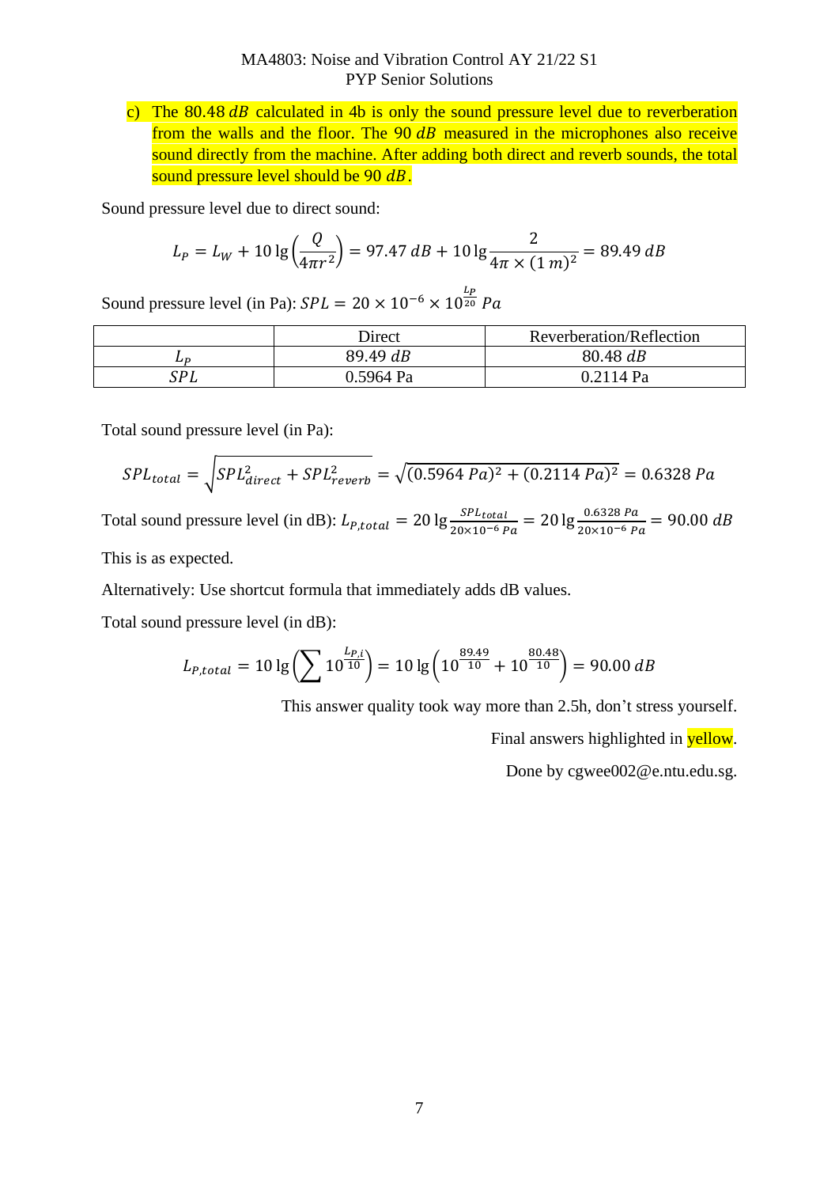c) The 80.48 $dB$ calculated in 4b is only the sound pressure level due to reverberation from the walls and the floor. The 90 $dB$ measured in the microphones also receive sound directly from the machine. After adding both direct and reverb sounds, the total sound pressure level should be 90 $dB$.

Sound pressure level due to direct sound:

$$L_P = L_W + 10\lg\left(\frac{Q}{4\pi r^2}\right) = 97.47\,dB + 10\lg\frac{2}{4\pi \times (1\,m)^2} = 89.49\,dB$$

Sound pressure level (in Pa): $SPL = 20 \times 10^{-6} \times 10^{\frac{L_P}{20}}\,Pa$

| | Direct | Reverberation/Reflection |
|---|---|---|
| $L_P$ | 89.49 $dB$ | 80.48 $dB$ |
| $SPL$ | 0.5964 Pa | 0.2114 Pa |

Total sound pressure level (in Pa):

$$SPL_{total} = \sqrt{SPL_{direct}^2 + SPL_{reverb}^2} = \sqrt{(0.5964\,Pa)^2 + (0.2114\,Pa)^2} = 0.6328\,Pa$$

Total sound pressure level (in dB): $L_{P,total} = 20\lg\frac{SPL_{total}}{20\times10^{-6}\,Pa} = 20\lg\frac{0.6328\,Pa}{20\times10^{-6}\,Pa} = 90.00\,dB$

This is as expected.

Alternatively: Use shortcut formula that immediately adds dB values.

Total sound pressure level (in dB):

$$L_{P,total} = 10\lg\left(\sum 10^{\frac{L_{P,i}}{10}}\right) = 10\lg\left(10^{\frac{89.49}{10}} + 10^{\frac{80.48}{10}}\right) = 90.00\,dB$$

This answer quality took way more than 2.5h, don't stress yourself.

Final answers highlighted in yellow.

Done by cgwee002@e.ntu.edu.sg.